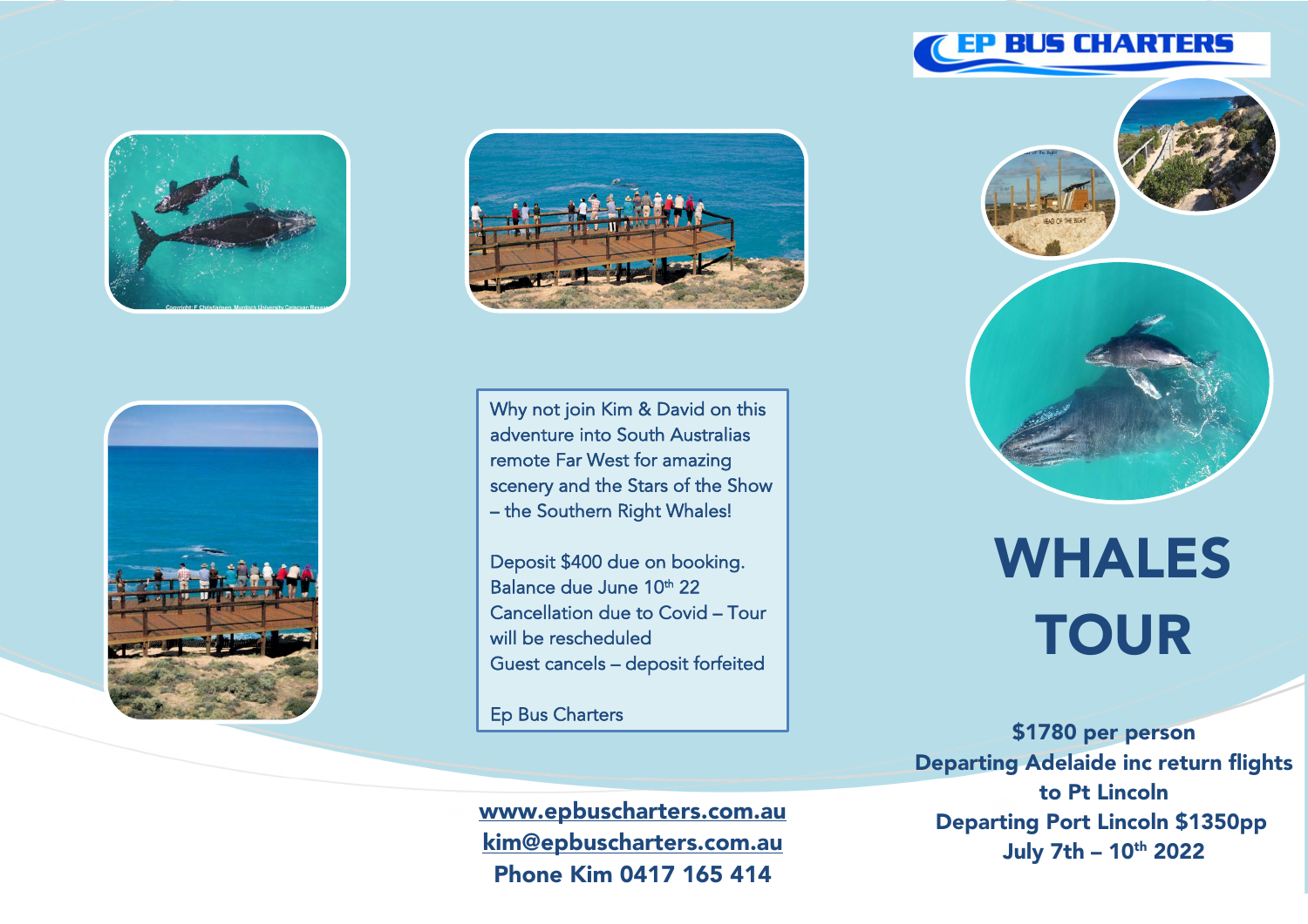EP BUS CHARTERS

# WHALES TOUR

Why not join Kim & David on this adventure into South Australias remote Far West for amazing scenery and the Stars of the Show – the Southern Right Whales!

Deposit $400 due on booking.
Balance due June 10th 22
Cancellation due to Covid – Tour will be rescheduled
Guest cancels – deposit forfeited

Ep Bus Charters

**$1780 per person**
**Departing Adelaide inc return flights to Pt Lincoln**
**Departing Port Lincoln $1350pp**
**July 7th – 10th 2022**

**www.epbuscharters.com.au**
**kim@epbuscharters.com.au**
**Phone Kim 0417 165 414**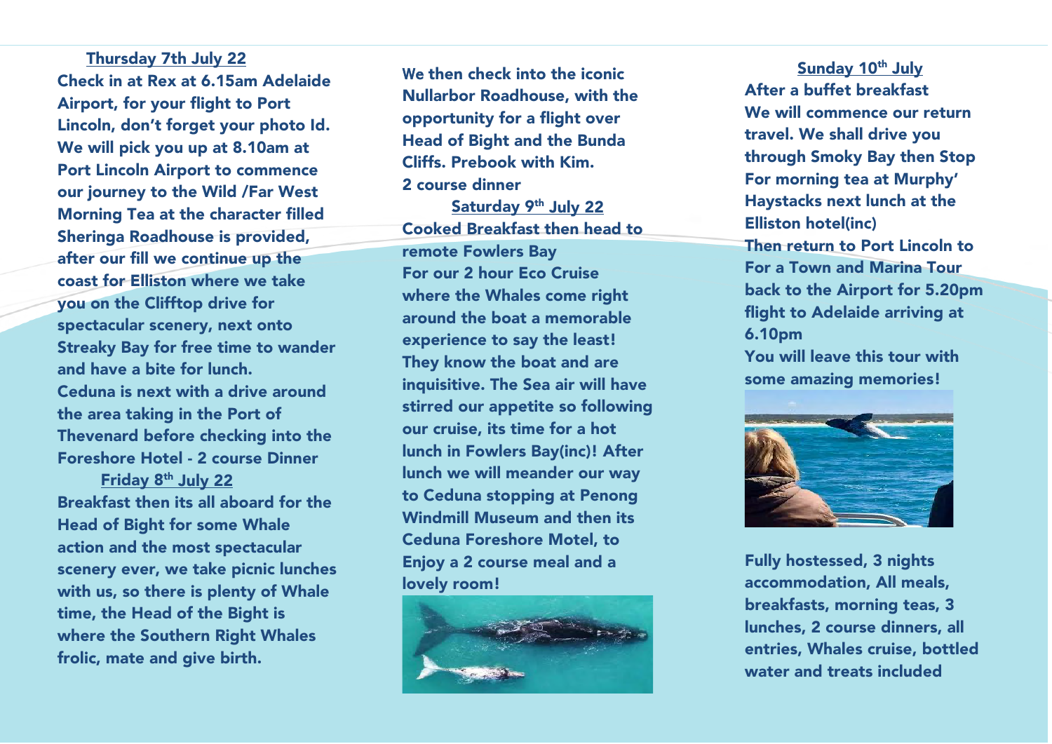## Thursday 7th July 22

Check in at Rex at 6.15am Adelaide Airport, for your flight to Port Lincoln, don't forget your photo Id. We will pick you up at 8.10am at Port Lincoln Airport to commence our journey to the Wild /Far West Morning Tea at the character filled Sheringa Roadhouse is provided, after our fill we continue up the coast for Elliston where we take you on the Clifftop drive for spectacular scenery, next onto Streaky Bay for free time to wander and have a bite for lunch. Ceduna is next with a drive around the area taking in the Port of Thevenard before checking into the Foreshore Hotel - 2 course Dinner

## Friday 8th July 22

Breakfast then its all aboard for the Head of Bight for some Whale action and the most spectacular scenery ever, we take picnic lunches with us, so there is plenty of Whale time, the Head of the Bight is where the Southern Right Whales frolic, mate and give birth.

We then check into the iconic Nullarbor Roadhouse, with the opportunity for a flight over Head of Bight and the Bunda Cliffs. Prebook with Kim.
2 course dinner

## Saturday 9th July 22

Cooked Breakfast then head to remote Fowlers Bay
For our 2 hour Eco Cruise where the Whales come right around the boat a memorable experience to say the least! They know the boat and are inquisitive. The Sea air will have stirred our appetite so following our cruise, its time for a hot lunch in Fowlers Bay(inc)! After lunch we will meander our way to Ceduna stopping at Penong Windmill Museum and then its Ceduna Foreshore Motel, to Enjoy a 2 course meal and a lovely room!

## Sunday 10th July

After a buffet breakfast
We will commence our return travel. We shall drive you through Smoky Bay then Stop For morning tea at Murphy' Haystacks next lunch at the Elliston hotel(inc)
Then return to Port Lincoln to For a Town and Marina Tour back to the Airport for 5.20pm flight to Adelaide arriving at 6.10pm
You will leave this tour with some amazing memories!

Fully hostessed, 3 nights accommodation, All meals, breakfasts, morning teas, 3 lunches, 2 course dinners, all entries, Whales cruise, bottled water and treats included